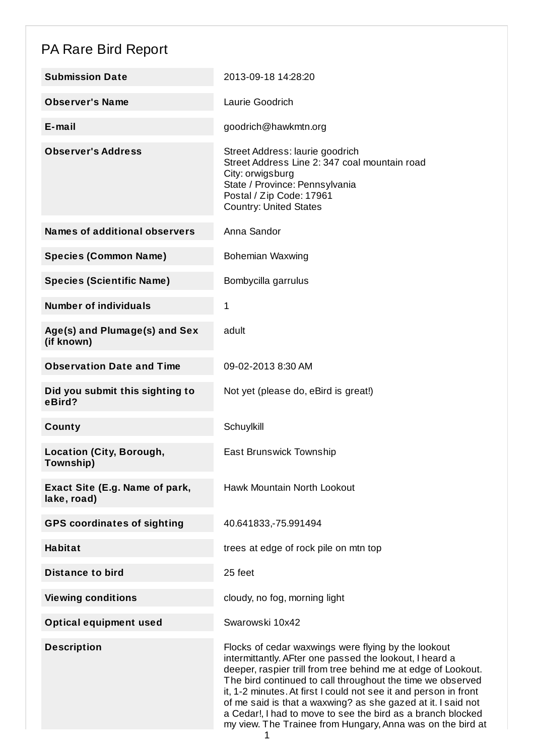# PA Rare Bird Report

| | |
|---|---|
| **Submission Date** | 2013-09-18 14:28:20 |
| **Observer's Name** | Laurie Goodrich |
| **E-mail** | goodrich@hawkmtn.org |
| **Observer's Address** | Street Address: laurie goodrich<br>Street Address Line 2: 347 coal mountain road<br>City: orwigsburg<br>State / Province: Pennsylvania<br>Postal / Zip Code: 17961<br>Country: United States |
| **Names of additional observers** | Anna Sandor |
| **Species (Common Name)** | Bohemian Waxwing |
| **Species (Scientific Name)** | Bombycilla garrulus |
| **Number of individuals** | 1 |
| **Age(s) and Plumage(s) and Sex (if known)** | adult |
| **Observation Date and Time** | 09-02-2013 8:30 AM |
| **Did you submit this sighting to eBird?** | Not yet (please do, eBird is great!) |
| **County** | Schuylkill |
| **Location (City, Borough, Township)** | East Brunswick Township |
| **Exact Site (E.g. Name of park, lake, road)** | Hawk Mountain North Lookout |
| **GPS coordinates of sighting** | 40.641833,-75.991494 |
| **Habitat** | trees at edge of rock pile on mtn top |
| **Distance to bird** | 25 feet |
| **Viewing conditions** | cloudy, no fog, morning light |
| **Optical equipment used** | Swarowski 10x42 |
| **Description** | Flocks of cedar waxwings were flying by the lookout intermittantly. AFter one passed the lookout, I heard a deeper, raspier trill from tree behind me at edge of Lookout. The bird continued to call throughout the time we observed it, 1-2 minutes. At first I could not see it and person in front of me said is that a waxwing? as she gazed at it. I said not a Cedar!, I had to move to see the bird as a branch blocked my view. The Trainee from Hungary, Anna was on the bird at |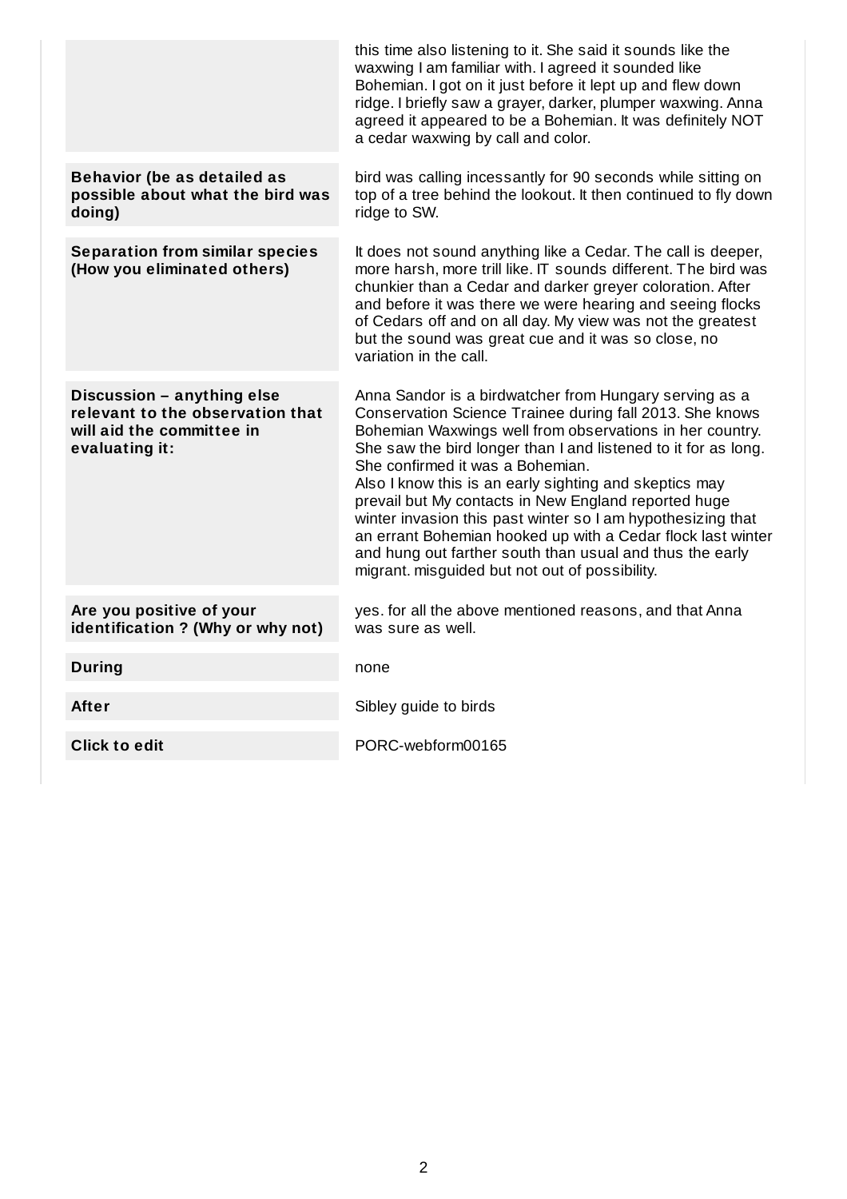| | |
|---|---|
| | this time also listening to it. She said it sounds like the waxwing I am familiar with. I agreed it sounded like Bohemian. I got on it just before it lept up and flew down ridge. I briefly saw a grayer, darker, plumper waxwing. Anna agreed it appeared to be a Bohemian. It was definitely NOT a cedar waxwing by call and color. |
| **Behavior (be as detailed as possible about what the bird was doing)** | bird was calling incessantly for 90 seconds while sitting on top of a tree behind the lookout. It then continued to fly down ridge to SW. |
| **Separation from similar species (How you eliminated others)** | It does not sound anything like a Cedar. The call is deeper, more harsh, more trill like. IT sounds different. The bird was chunkier than a Cedar and darker greyer coloration. After and before it was there we were hearing and seeing flocks of Cedars off and on all day. My view was not the greatest but the sound was great cue and it was so close, no variation in the call. |
| **Discussion – anything else relevant to the observation that will aid the committee in evaluating it:** | Anna Sandor is a birdwatcher from Hungary serving as a Conservation Science Trainee during fall 2013. She knows Bohemian Waxwings well from observations in her country. She saw the bird longer than I and listened to it for as long. She confirmed it was a Bohemian.<br>Also I know this is an early sighting and skeptics may prevail but My contacts in New England reported huge winter invasion this past winter so I am hypothesizing that an errant Bohemian hooked up with a Cedar flock last winter and hung out farther south than usual and thus the early migrant. misguided but not out of possibility. |
| **Are you positive of your identification ? (Why or why not)** | yes. for all the above mentioned reasons, and that Anna was sure as well. |
| **During** | none |
| **After** | Sibley guide to birds |
| **Click to edit** | PORC-webform00165 |